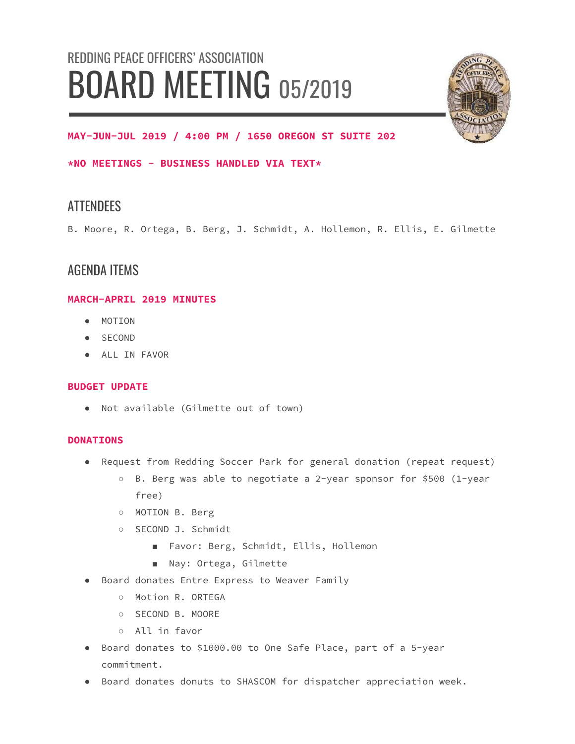## REDDING PEACE OFFICERS' ASSOCIATION

# BOARD MEETING 05/2019

**MAY-JUN-JUL 2019 / 4:00 PM / 1650 OREGON ST SUITE 202**

***NO MEETINGS – BUSINESS HANDLED VIA TEXT***

## ATTENDEES

B. Moore, R. Ortega, B. Berg, J. Schmidt, A. Hollemon, R. Ellis, E. Gilmette

## AGENDA ITEMS

### MARCH-APRIL 2019 MINUTES

- MOTION
- SECOND
- ALL IN FAVOR

### BUDGET UPDATE

- Not available (Gilmette out of town)

### DONATIONS

- Request from Redding Soccer Park for general donation (repeat request)
  - B. Berg was able to negotiate a 2-year sponsor for $500 (1-year free)
  - MOTION B. Berg
  - SECOND J. Schmidt
    - Favor: Berg, Schmidt, Ellis, Hollemon
    - Nay: Ortega, Gilmette
- Board donates Entre Express to Weaver Family
  - Motion R. ORTEGA
  - SECOND B. MOORE
  - All in favor
- Board donates to $1000.00 to One Safe Place, part of a 5-year commitment.
- Board donates donuts to SHASCOM for dispatcher appreciation week.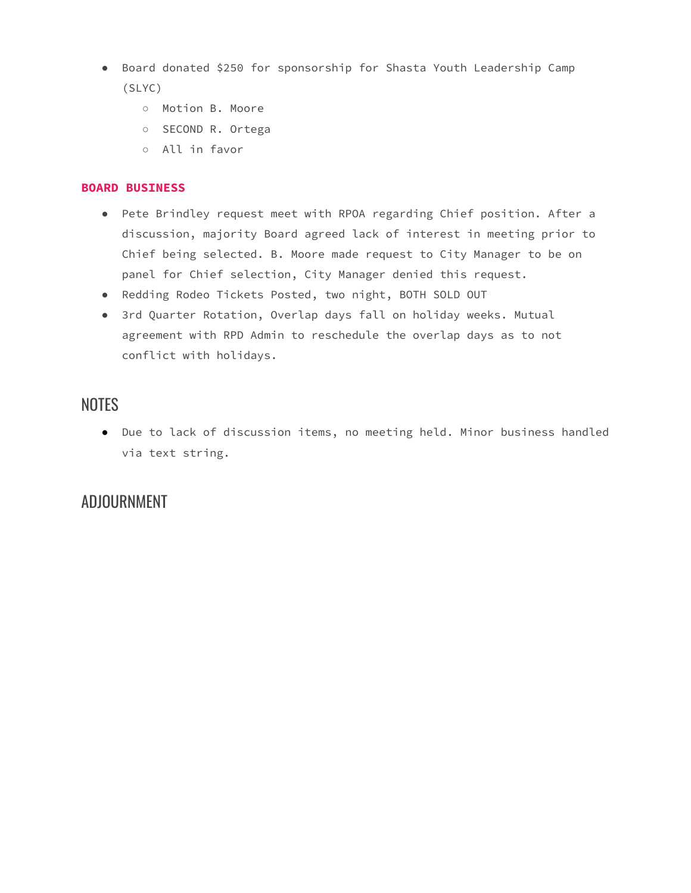- Board donated $250 for sponsorship for Shasta Youth Leadership Camp (SLYC)
    - Motion B. Moore
    - SECOND R. Ortega
    - All in favor

**BOARD BUSINESS**

- Pete Brindley request meet with RPOA regarding Chief position. After a discussion, majority Board agreed lack of interest in meeting prior to Chief being selected. B. Moore made request to City Manager to be on panel for Chief selection, City Manager denied this request.
- Redding Rodeo Tickets Posted, two night, BOTH SOLD OUT
- 3rd Quarter Rotation, Overlap days fall on holiday weeks. Mutual agreement with RPD Admin to reschedule the overlap days as to not conflict with holidays.

## NOTES

- Due to lack of discussion items, no meeting held. Minor business handled via text string.

## ADJOURNMENT